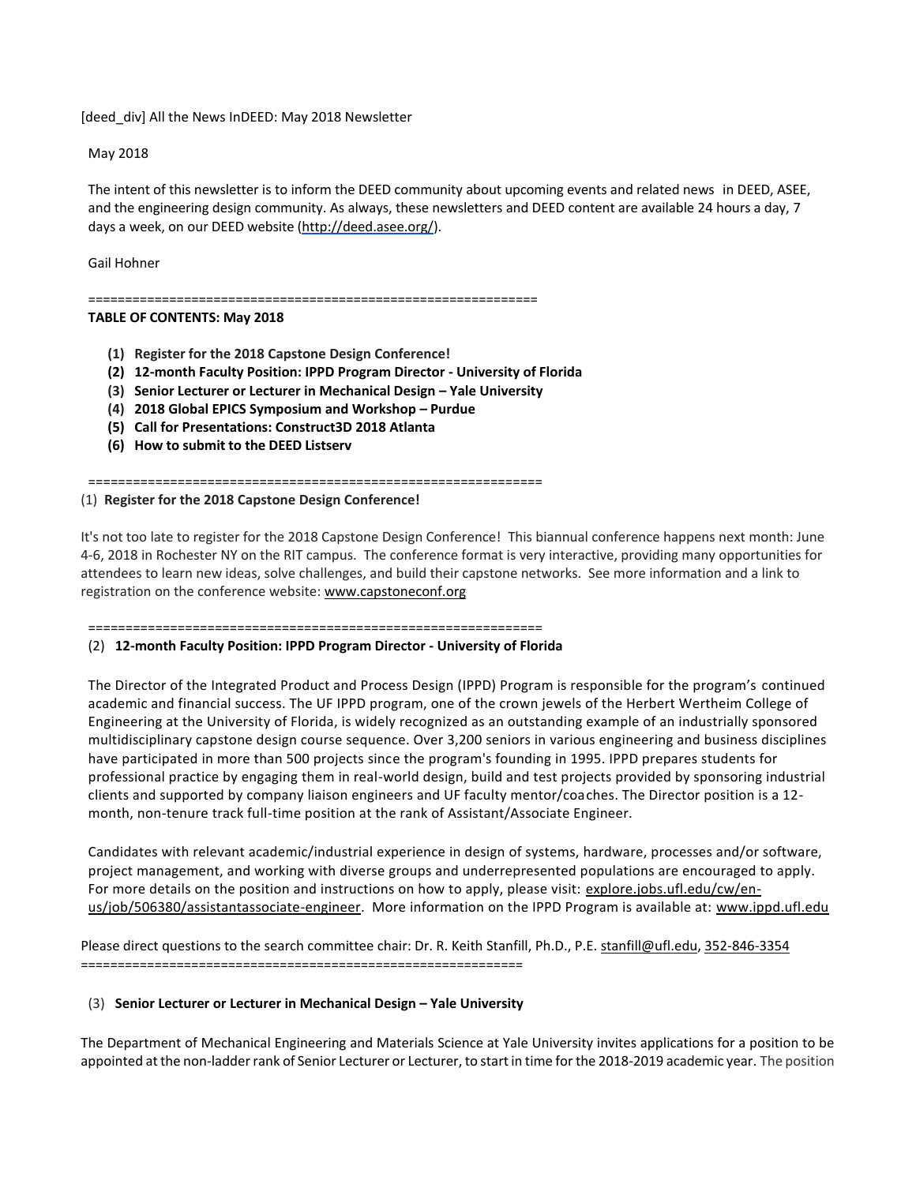[deed_div] All the News InDEED: May 2018 Newsletter

May 2018

The intent of this newsletter is to inform the DEED community about upcoming events and related news in DEED, ASEE, and the engineering design community. As always, these newsletters and DEED content are available 24 hours a day, 7 days a week, on our DEED website (http://deed.asee.org/).

Gail Hohner

============================================================

**TABLE OF CONTENTS: May 2018**

1. **Register for the 2018 Capstone Design Conference!**
2. **12-month Faculty Position: IPPD Program Director - University of Florida**
3. **Senior Lecturer or Lecturer in Mechanical Design – Yale University**
4. **2018 Global EPICS Symposium and Workshop – Purdue**
5. **Call for Presentations: Construct3D 2018 Atlanta**
6. **How to submit to the DEED Listserv**

============================================================

(1) **Register for the 2018 Capstone Design Conference!**

It's not too late to register for the 2018 Capstone Design Conference! This biannual conference happens next month: June 4-6, 2018 in Rochester NY on the RIT campus. The conference format is very interactive, providing many opportunities for attendees to learn new ideas, solve challenges, and build their capstone networks. See more information and a link to registration on the conference website: www.capstoneconf.org

============================================================

(2) **12-month Faculty Position: IPPD Program Director - University of Florida**

The Director of the Integrated Product and Process Design (IPPD) Program is responsible for the program's continued academic and financial success. The UF IPPD program, one of the crown jewels of the Herbert Wertheim College of Engineering at the University of Florida, is widely recognized as an outstanding example of an industrially sponsored multidisciplinary capstone design course sequence. Over 3,200 seniors in various engineering and business disciplines have participated in more than 500 projects since the program's founding in 1995. IPPD prepares students for professional practice by engaging them in real-world design, build and test projects provided by sponsoring industrial clients and supported by company liaison engineers and UF faculty mentor/coaches. The Director position is a 12-month, non-tenure track full-time position at the rank of Assistant/Associate Engineer.

Candidates with relevant academic/industrial experience in design of systems, hardware, processes and/or software, project management, and working with diverse groups and underrepresented populations are encouraged to apply. For more details on the position and instructions on how to apply, please visit: explore.jobs.ufl.edu/cw/en-us/job/506380/assistantassociate-engineer. More information on the IPPD Program is available at: www.ippd.ufl.edu

Please direct questions to the search committee chair: Dr. R. Keith Stanfill, Ph.D., P.E. stanfill@ufl.edu, 352-846-3354

============================================================

(3) **Senior Lecturer or Lecturer in Mechanical Design – Yale University**

The Department of Mechanical Engineering and Materials Science at Yale University invites applications for a position to be appointed at the non-ladder rank of Senior Lecturer or Lecturer, to start in time for the 2018-2019 academic year. The position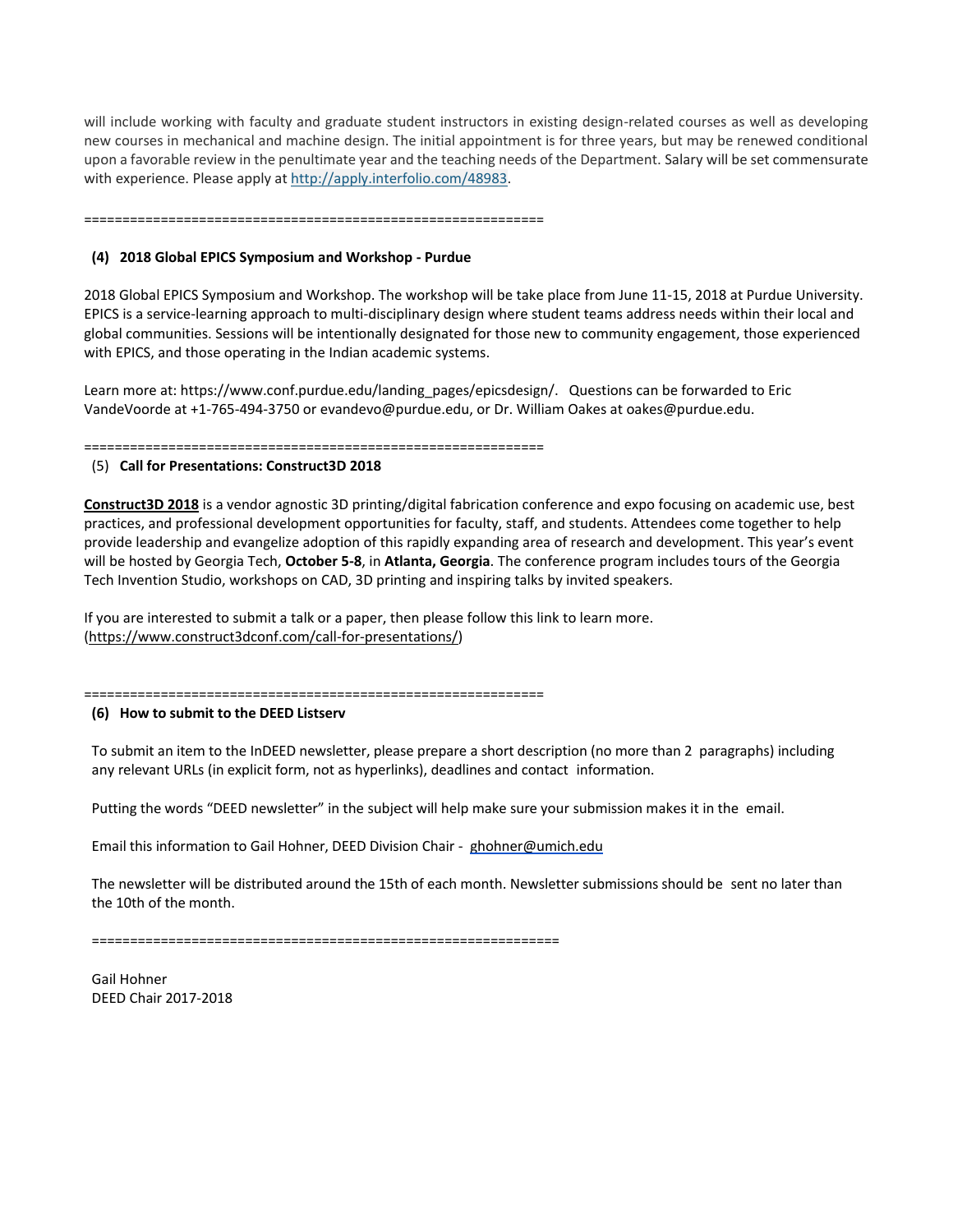will include working with faculty and graduate student instructors in existing design-related courses as well as developing new courses in mechanical and machine design. The initial appointment is for three years, but may be renewed conditional upon a favorable review in the penultimate year and the teaching needs of the Department. Salary will be set commensurate with experience. Please apply at http://apply.interfolio.com/48983.

============================================================

**(4) 2018 Global EPICS Symposium and Workshop - Purdue**

2018 Global EPICS Symposium and Workshop. The workshop will be take place from June 11-15, 2018 at Purdue University. EPICS is a service-learning approach to multi-disciplinary design where student teams address needs within their local and global communities. Sessions will be intentionally designated for those new to community engagement, those experienced with EPICS, and those operating in the Indian academic systems.

Learn more at: https://www.conf.purdue.edu/landing_pages/epicsdesign/. Questions can be forwarded to Eric VandeVoorde at +1-765-494-3750 or evandevo@purdue.edu, or Dr. William Oakes at oakes@purdue.edu.

============================================================

(5) **Call for Presentations: Construct3D 2018**

**Construct3D 2018** is a vendor agnostic 3D printing/digital fabrication conference and expo focusing on academic use, best practices, and professional development opportunities for faculty, staff, and students. Attendees come together to help provide leadership and evangelize adoption of this rapidly expanding area of research and development. This year's event will be hosted by Georgia Tech, **October 5-8**, in **Atlanta, Georgia**. The conference program includes tours of the Georgia Tech Invention Studio, workshops on CAD, 3D printing and inspiring talks by invited speakers.

If you are interested to submit a talk or a paper, then please follow this link to learn more. (https://www.construct3dconf.com/call-for-presentations/)

============================================================

**(6) How to submit to the DEED Listserv**

To submit an item to the InDEED newsletter, please prepare a short description (no more than 2 paragraphs) including any relevant URLs (in explicit form, not as hyperlinks), deadlines and contact information.

Putting the words "DEED newsletter" in the subject will help make sure your submission makes it in the email.

Email this information to Gail Hohner, DEED Division Chair - ghohner@umich.edu

The newsletter will be distributed around the 15th of each month. Newsletter submissions should be sent no later than the 10th of the month.

============================================================

Gail Hohner
DEED Chair 2017-2018